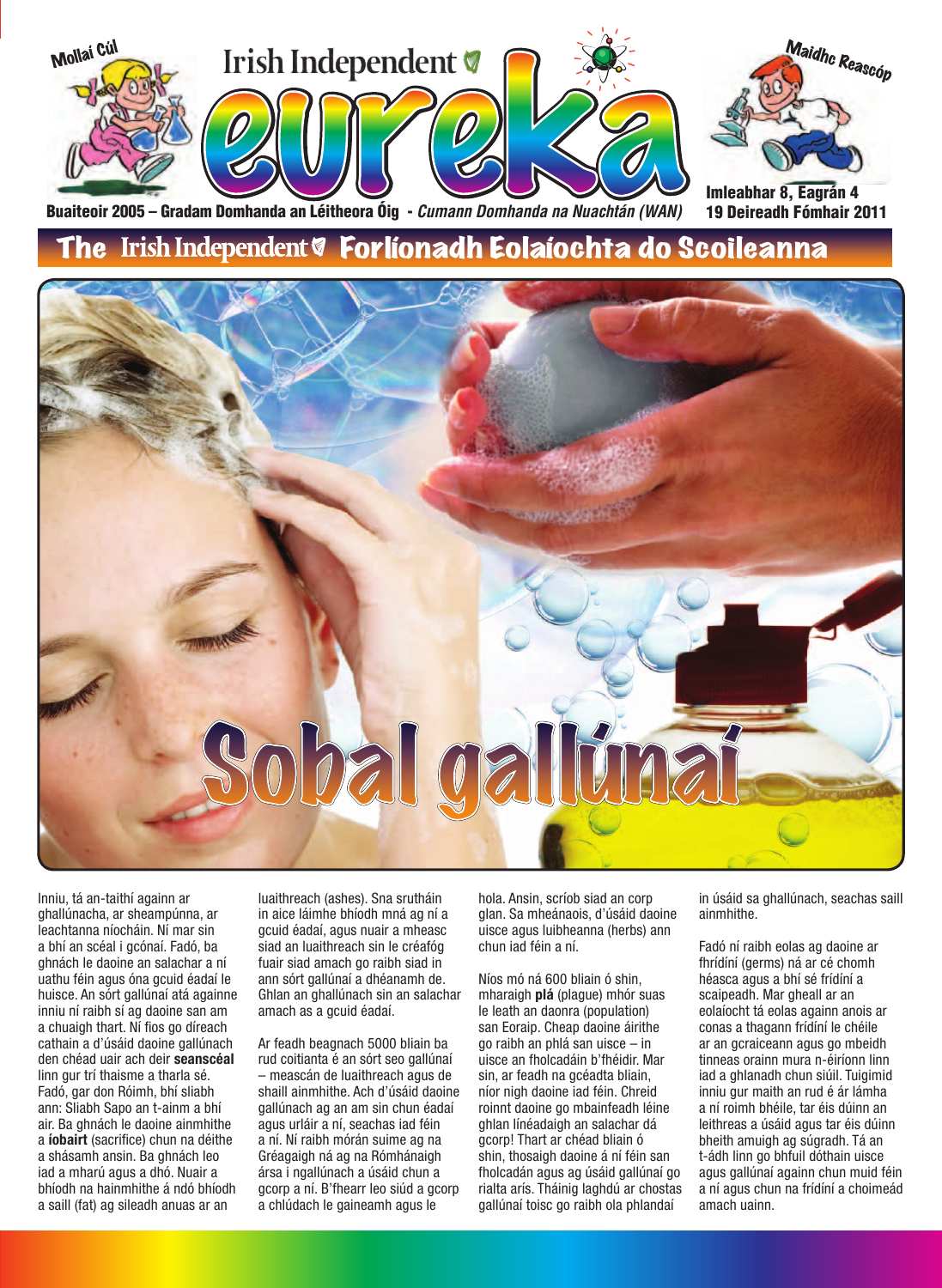Mollaí Cúl

Irish Independent

# eureka

Maidhc Reascóp

Buaiteoir 2005 – Gradam Domhanda an Léitheora Óig - *Cumann Domhanda na Nuachtán (WAN)*

Imleabhar 8, Eagrán 4
19 Deireadh Fómhair 2011

## The Irish Independent Forlíonadh Eolaíochta do Scoileanna

# Sobal gallúnaí

Inniu, tá an-taithí againn ar ghallúnacha, ar sheampúnna, ar leachtanna níocháin. Ní mar sin a bhí an scéal i gcónaí. Fadó, ba ghnách le daoine an salachar a ní uathu féin agus óna gcuid éadaí le huisce. An sórt gallúnaí atá againne inniu ní raibh sí ag daoine san am a chuaigh thart. Ní fios go díreach cathain a d'úsáid daoine gallúnach den chéad uair ach deir **seanscéal** linn gur trí thaisme a tharla sé. Fadó, gar don Róimh, bhí sliabh ann: Sliabh Sapo an t-ainm a bhí air. Ba ghnách le daoine ainmhithe a **íobairt** (sacrifice) chun na déithe a shásamh ansin. Ba ghnách leo iad a mharú agus a dhó. Nuair a bhíodh na hainmhithe á ndó bhíodh a saill (fat) ag sileadh anuas ar an luaithreach (ashes). Sna srutháin in aice láimhe bhíodh mná ag ní a gcuid éadaí, agus nuair a mheasc siad an luaithreach sin le créafóg fuair siad amach go raibh siad in ann sórt gallúnaí a dhéanamh de. Ghlan an ghallúnach sin an salachar amach as a gcuid éadaí.

Ar feadh beagnach 5000 bliain ba rud coitianta é an sórt seo gallúnaí – meascán de luaithreach agus de shaill ainmhithe. Ach d'úsáid daoine gallúnach ag an am sin chun éadaí agus urláir a ní, seachas iad féin a ní. Ní raibh mórán suime ag na Gréagaigh ná ag na Rómhánaigh ársa i ngallúnach a úsáid chun a gcorp a ní. B'fhearr leo siúd a gcorp a chlúdach le gaineamh agus le hola. Ansin, scríob siad an corp glan. Sa mheánaois, d'úsáid daoine uisce agus luibheanna (herbs) ann chun iad féin a ní.

Níos mó ná 600 bliain ó shin, mharaigh **plá** (plague) mhór suas le leath an daonra (population) san Eoraip. Cheap daoine áirithe go raibh an phlá san uisce – in uisce an fholcadáin b'fhéidir. Mar sin, ar feadh na gcéadta bliain, níor nigh daoine iad féin. Chreid roinnt daoine go mbainfeadh léine ghlan línéadaigh an salachar dá gcorp! Thart ar chéad bliain ó shin, thosaigh daoine á ní féin san fholcadán agus ag úsáid gallúnaí go rialta arís. Tháinig laghdú ar chostas gallúnaí toisc go raibh ola phlandaí in úsáid sa ghallúnach, seachas saill ainmhithe.

Fadó ní raibh eolas ag daoine ar fhrídíní (germs) ná ar cé chomh héasca agus a bhí sé frídíní a scaipeadh. Mar gheall ar an eolaíocht tá eolas againn anois ar conas a thagann frídíní le chéile ar an gcraiceann agus go mbeidh tinneas orainn mura n-éiríonn linn iad a ghlanadh chun siúil. Tuigimid inniu gur maith an rud é ár lámha a ní roimh bhéile, tar éis dúinn an leithreas a úsáid agus tar éis dúinn bheith amuigh ag súgradh. Tá an t-ádh linn go bhfuil dóthain uisce agus gallúnaí againn chun muid féin a ní agus chun na frídíní a choimeád amach uainn.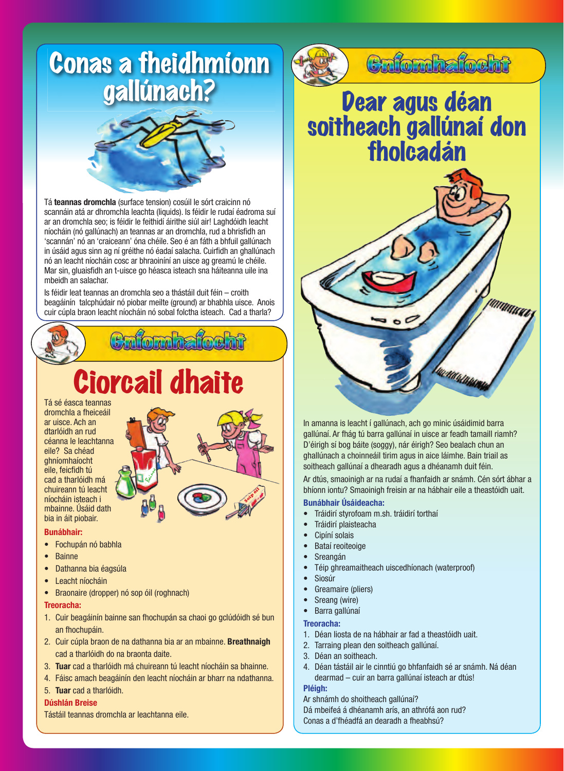# Conas a fheidhmíonn gallúnach?

Tá **teannas dromchla** (surface tension) cosúil le sórt craicinn nó scannáin atá ar dhromchla leachta (liquids). Is féidir le rudaí éadroma suí ar an dromchla seo; is féidir le feithidí áirithe siúl air! Laghdóidh leacht níocháin (nó gallúnach) an teannas ar an dromchla, rud a bhrisfidh an 'scannán' nó an 'craiceann' óna chéile. Seo é an fáth a bhfuil gallúnach in úsáid agus sinn ag ní gréithe nó éadaí salacha. Cuirfidh an ghallúnach nó an leacht níocháin cosc ar bhraoiníní an uisce ag greamú le chéile. Mar sin, gluaisfidh an t-uisce go héasca isteach sna háiteanna uile ina mbeidh an salachar.

Is féidir leat teannas an dromchla seo a thástáil duit féin – croith beagáinín talcphúdair nó piobar meilte (ground) ar bhabhla uisce. Anois cuir cúpla braon leacht níocháin nó sobal folctha isteach. Cad a tharla?

## Gníomhaíocht

# Ciorcail dhaite

Tá sé éasca teannas dromchla a fheiceáil ar uisce. Ach an dtarlóidh an rud céanna le leachtanna eile? Sa chéad ghníomhaíocht eile, feicfidh tú cad a tharlóidh má chuireann tú leacht níocháin isteach i mbainne. Úsáid dath bia in áit piobair.

**Bunábhair:**

- Fochupán nó babhla
- Bainne
- Dathanna bia éagsúla
- Leacht níocháin
- Braonaire (dropper) nó sop óil (roghnach)

**Treoracha:**

1. Cuir beagáinín bainne san fhochupán sa chaoi go gclúdóidh sé bun an fhochupáin.
2. Cuir cúpla braon de na dathanna bia ar an mbainne. **Breathnaigh** cad a tharlóidh do na braonta daite.
3. **Tuar** cad a tharlóidh má chuireann tú leacht níocháin sa bhainne.
4. Fáisc amach beagáinín den leacht níocháin ar bharr na ndathanna.
5. **Tuar** cad a tharlóidh.

**Dúshlán Breise**

Tástáil teannas dromchla ar leachtanna eile.

## Gníomhaíocht

# Dear agus déan soitheach gallúnaí don fholcadán

In amanna is leacht í gallúnach, ach go minic úsáidimid barra gallúnaí. Ar fhág tú barra gallúnaí in uisce ar feadh tamaill riamh? D'éirigh sí bog báite (soggy), nár éirigh? Seo bealach chun an ghallúnach a choinneáil tirim agus in aice láimhe. Bain triail as soitheach gallúnaí a dhearadh agus a dhéanamh duit féin.

Ar dtús, smaoinigh ar na rudaí a fhanfaidh ar snámh. Cén sórt ábhar a bhíonn iontu? Smaoinigh freisin ar na hábhair eile a theastóidh uait.

**Bunábhair Úsáideacha:**

- Tráidirí styrofoam m.sh. tráidirí torthaí
- Tráidirí plaisteacha
- Cipíní solais
- Bataí reoiteoige
- Sreangán
- Téip ghreamaitheach uiscedhíonach (waterproof)
- Siosúr
- Greamaire (pliers)
- Sreang (wire)
- Barra gallúnaí

**Treoracha:**

1. Déan liosta de na hábhair ar fad a theastóidh uait.
2. Tarraing plean den soitheach gallúnaí.
3. Déan an soitheach.
4. Déan tástáil air le cinntiú go bhfanfaidh sé ar snámh. Ná déan dearmad – cuir an barra gallúnaí isteach ar dtús!

**Pléigh:**

Ar shnámh do shoitheach gallúnaí?
Dá mbeifeá á dhéanamh arís, an athrófá aon rud?
Conas a d'fhéadfá an dearadh a fheabhsú?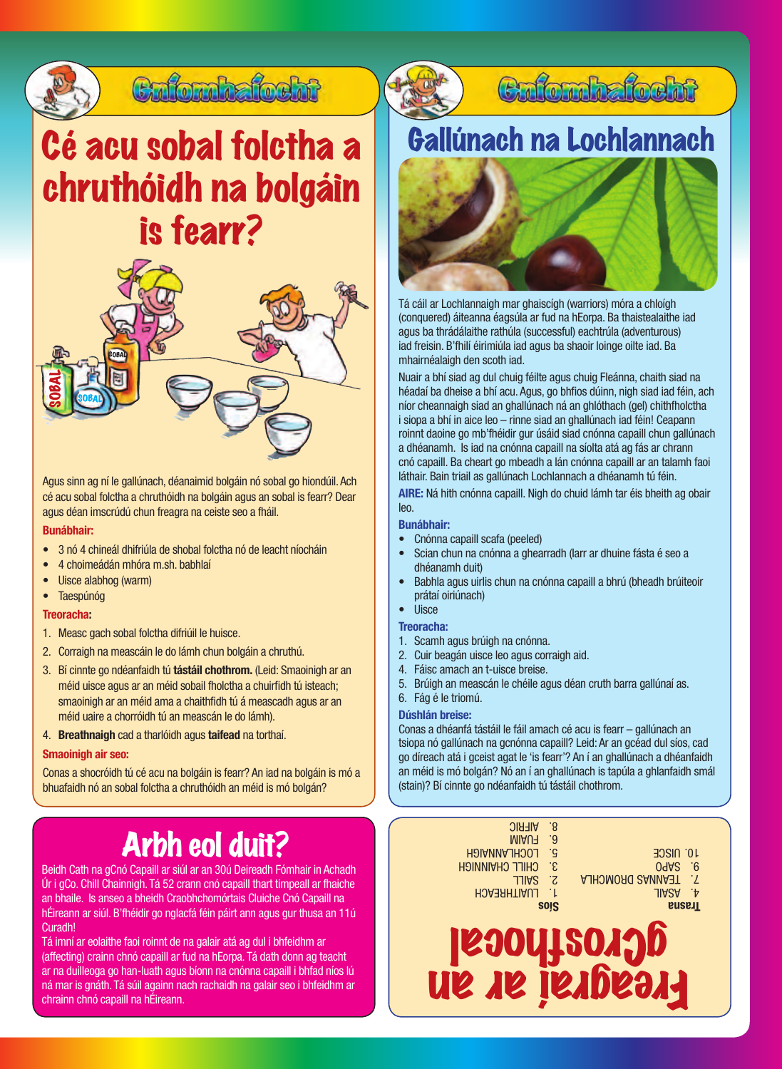## Gníomhaíocht

# Cé acu sobal folctha a chruthóidh na bolgáin is fearr?

Agus sinn ag ní le gallúnach, déanaimid bolgáin nó sobal go hiondúil. Ach cé acu sobal folctha a chruthóidh na bolgáin agus an sobal is fearr? Dear agus déan imscrúdú chun freagra na ceiste seo a fháil.

**Bunábhair:**

- 3 nó 4 chineál dhifriúla de shobal folctha nó de leacht níocháin
- 4 choimeádán mhóra m.sh. babhlaí
- Uisce alabhog (warm)
- Taespúnóg

**Treoracha:**

1. Measc gach sobal folctha difriúil le huisce.
2. Corraigh na meascáin le do lámh chun bolgáin a chruthú.
3. Bí cinnte go ndéanfaidh tú **tástáil chothrom.** (Leid: Smaoinigh ar an méid uisce agus ar an méid sobail fholctha a chuirfidh tú isteach; smaoinigh ar an méid ama a chaithfidh tú á meascadh agus ar an méid uaire a chorróidh tú an meascán le do lámh).
4. **Breathnaigh** cad a tharlóidh agus **taifead** na torthaí.

**Smaoinigh air seo:**

Conas a shocróidh tú cé acu na bolgáin is fearr? An iad na bolgáin is mó a bhuafaidh nó an sobal folctha a chruthóidh an méid is mó bolgán?

## Arbh eol duit?

Beidh Cath na gCnó Capaill ar siúl ar an 30ú Deireadh Fómhair in Achadh Úr i gCo. Chill Chainnigh. Tá 52 crann cnó capaill thart timpeall ar fhaiche an bhaile. Is anseo a bheidh Craobhchomórtais Cluiche Cnó Capaill na hÉireann ar siúl. B'fhéidir go nglacfá féin páirt ann agus gur thusa an 11ú Curadh!

Tá imní ar eolaithe faoi roinnt de na galair atá ag dul i bhfeidhm ar (affecting) crainn chnó capaill ar fud na hEorpa. Tá dath donn ag teacht ar na duilleoga go han-luath agus bíonn na cnónna capaill i bhfad níos lú ná mar is gnáth. Tá súil againn nach rachaidh na galair seo i bhfeidhm ar chrainn chnó capaill na hÉireann.

## Gníomhaíocht

# Gallúnach na Lochlannach

Tá cáil ar Lochlannaigh mar ghaiscígh (warriors) móra a chloígh (conquered) áiteanna éagsúla ar fud na hEorpa. Ba thaistealaithe iad agus ba thrádálaithe rathúla (successful) eachtrúla (adventurous) iad freisin. B'fhéidir éirimiúla iad agus ba shaoir loinge oilte iad. Ba mhairnéalaigh den scoth iad.

Nuair a bhí siad ag dul chuig féilte agus chuig Fleánna, chaith siad na héadaí ba dheise a bhí acu. Agus, go bhfios dúinn, nigh siad iad féin, ach níor cheannaigh siad an ghallúnach ná an ghlóthach (gel) chithfholctha i siopa a bhí in aice leo – rinne siad an ghallúnach iad féin! Ceapann roinnt daoine go mb'fhéidir gur úsáid siad cnónna capaill chun gallúnach a dhéanamh. Is iad na cnónna capaill na síolta atá ag fás ar chrann cnó capaill. Ba cheart go mbeadh a lán cnónna capaill ar an talamh faoi láthair. Bain triail as gallúnach Lochlannach a dhéanamh tú féin.

**AIRE:** Ná hith cnónna capaill. Nigh do chuid lámh tar éis bheith ag obair leo.

**Bunábhair:**

- Cnónna capaill scafa (peeled)
- Scian chun na cnónna a ghearradh (Iarr ar dhuine fásta é seo a dhéanamh duit)
- Babhla agus uirlis chun na cnónna capaill a bhrú (bheadh brúiteoir prátaí oiriúnach)
- Uisce

**Treoracha:**

1. Scamh agus brúigh na cnónna.
2. Cuir beagán uisce leo agus corraigh aid.
4. Fáisc amach an t-uisce breise.
5. Brúigh an meascán le chéile agus déan cruth barra gallúnaí as.
6. Fág é le triomú.

**Dúshlán breise:**

Conas a dhéanfá tástáil le fáil amach cé acu is fearr – gallúnach an tsiopa nó gallúnach na gcnónna capaill? Leid: Ar an gcéad dul síos, cad go díreach atá i gceist agat le 'is fearr'? An í an ghallúnach a dhéanfaidh an méid is mó bolgán? Nó an í an ghallúnach is tapúla a ghlanfaidh smál (stain)? Bí cinnte go ndéanfaidh tú tástáil chothrom.

# Freagraí ar an gCrosfhocal

**Trasna**

4. ASAIL
7. TEANNAS DROMCHLA
9. SAPO
10. UISCE

**Síos**

1. LUATHRHEACH
2. SAILL
3. CHILL CHAINNIGH
5. LOCHLANNAIGH
6. FUAIM
8. AIFRIC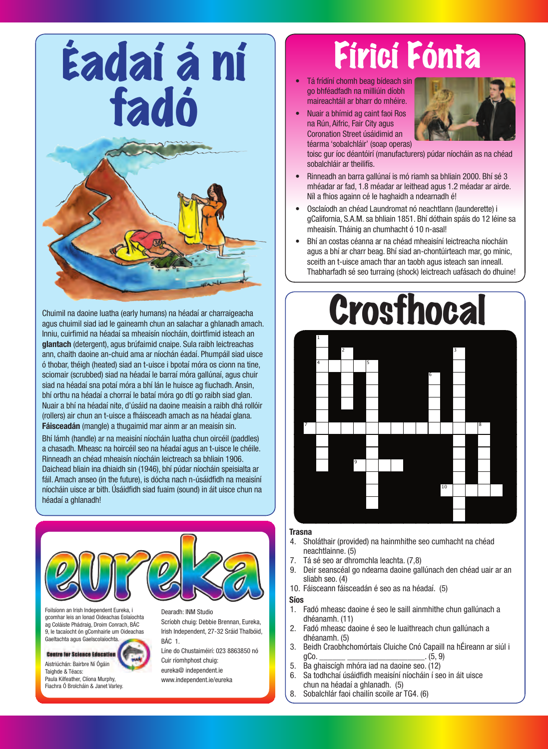# Éadaí á ní fadó

Chuimil na daoine luatha (early humans) na héadaí ar charraigeacha agus chuimil siad iad le gaineamh chun an salachar a ghlanadh amach. Inniu, cuirfimid na héadaí sa mheaisín níocháin, doirtfimid isteach an **glantach** (detergent), agus brúfaimid cnaipe. Sula raibh leictreachas ann, chaith daoine an-chuid ama ar níochán éadaí. Phumpáil siad uisce ó thobar, théigh (heated) siad an t-uisce i bpotaí móra os cionn na tine, sciomair (scrubbed) siad na héadaí le barraí móra gallúnaí, agus chuir siad na héadaí sna potaí móra a bhí lán le huisce ag fiuchadh. Ansin, bhí orthu na héadaí a chorraí le bataí móra go dtí go raibh siad glan. Nuair a bhí na héadaí nite, d'úsáid na daoine meaisín a raibh dhá rollóir (rollers) air chun an t-uisce a fháisceadh amach as na héadaí glana. **Fáisceadán** (mangle) a thugaimid mar ainm ar an meaisín sin.

Bhí lámh (handle) ar na meaisíní níocháin luatha chun oircéil (paddles) a chasadh. Mheasc na hoircéil seo na héadaí agus an t-uisce le chéile. Rinneadh an chéad mheaisín níocháin leictreach sa bhliain 1906. Daichead bliain ina dhiaidh sin (1946), bhí púdar níocháin speisialta ar fáil. Amach anseo (in the future), is dócha nach n-úsáidfidh na meaisíní níocháin uisce ar bith. Úsáidfidh siad fuaim (sound) in áit uisce chun na héadaí a ghlanadh!

# Fíricí Fónta

- Tá frídíní chomh beag bídeach sin go bhféadfadh na milliúin díobh maireachtáil ar bharr do mhéire.
- Nuair a bhímid ag caint faoi Ros na Rún, Aifric, Fair City agus Coronation Street úsáidimid an téarma 'sobalchláir' (soap operas) toisc gur íoc déantóirí (manufacturers) púdar níocháin as na chéad sobalchláir ar theilifís.
- Rinneadh an barra gallúnaí is mó riamh sa bhliain 2000. Bhí sé 3 mhéadar ar fad, 1.8 méadar ar leithead agus 1.2 méadar ar airde. Níl a fhios againn cé le haghaidh a ndearnadh é!
- Osclaíodh an chéad Laundromat nó neachtlann (launderette) i gCalifornia, S.A.M. sa bhliain 1851. Bhí dóthain spáis do 12 léine sa mheaisín. Tháinig an chumhacht ó 10 n-asal!
- Bhí an costas céanna ar na chéad mheaisíní leictreacha níocháin agus a bhí ar charr beag. Bhí siad an-chontúirteach mar, go minic, sceith an t-uisce amach thar an taobh agus isteach san inneall. Thabharfadh sé seo turraing (shock) leictreach uafásach do dhuine!

# Crosfhocal

**Trasna**

4. Sholáthair (provided) na hainmhithe seo cumhacht na chéad neachtlainne. (5)
7. Tá sé seo ar dhromchla leachta. (7,8)
9. Deir seanscéal go ndearna daoine gallúnach den chéad uair ar an sliabh seo. (4)
10. Fáisceann fáisceadán é seo as na héadaí. (5)

**Síos**

1. Fadó mheasc daoine é seo le saill ainmhithe chun gallúnach a dhéanamh. (11)
2. Fadó mheasc daoine é seo le luaithreach chun gallúnach a dhéanamh. (5)
3. Beidh Craobhchomórtais Cluiche Cnó Capaill na hÉireann ar siúl i gCo. ______ __________________. (5, 9)
5. Ba ghaiscígh mhóra iad na daoine seo. (12)
6. Sa todhchaí úsáidfidh meaisíní níocháin í seo in áit uisce chun na héadaí a ghlanadh. (5)
8. Sobalchlár faoi chailín scoile ar TG4. (6)

# eureka

Foilsíonn an Irish Independent Eureka, i gcomhar leis an Ionad Oideachas Eolaíochta ag Coláiste Phádraig, Droim Conrach, BÁC 9, le tacaíocht ón gComhairle um Oideachas Gaeltachta agus Gaelscolaíochta.

Centre for Science Education

Aistriúchán: Bairbre Ní Ógáin
Taighde & Téacs:
Paula Kilfeather, Clíona Murphy, Fiachra Ó Brolcháin & Janet Varley.

Dearadh: INM Studio
Scríobh chuig: Debbie Brennan, Eureka, Irish Independent, 27-32 Sráid Thalbóid, BÁC 1.
Líne do Chustaiméirí: 023 8863850 nó
Cuir ríomhphost chuig:
eureka@ independent.ie
www.independent.ie/eureka